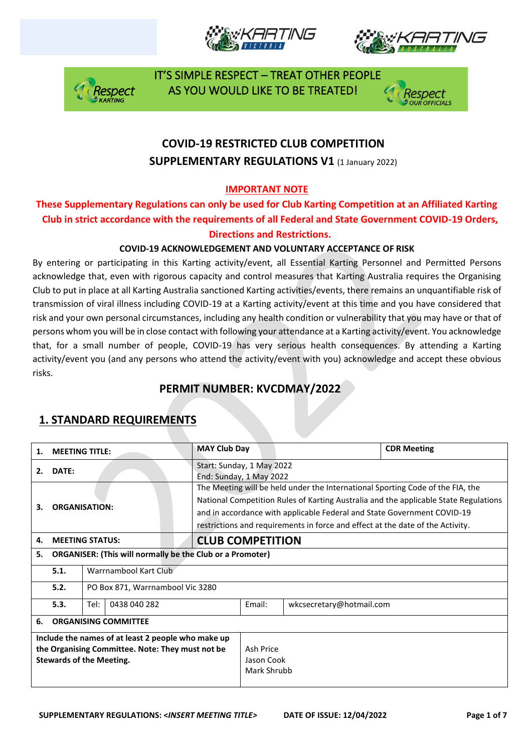IT'S SIMPLE RESPECT – TREAT OTHER PEOPLE AS YOU WOULD LIKE TO BE TREATED!

# COVID-19 RESTRICTED CLUB COMPETITION SUPPLEMENTARY REGULATIONS V1 (1 January 2022)

**IMPORTANT NOTE**

**These Supplementary Regulations can only be used for Club Karting Competition at an Affiliated Karting Club in strict accordance with the requirements of all Federal and State Government COVID-19 Orders, Directions and Restrictions.**

**COVID-19 ACKNOWLEDGEMENT AND VOLUNTARY ACCEPTANCE OF RISK**

By entering or participating in this Karting activity/event, all Essential Karting Personnel and Permitted Persons acknowledge that, even with rigorous capacity and control measures that Karting Australia requires the Organising Club to put in place at all Karting Australia sanctioned Karting activities/events, there remains an unquantifiable risk of transmission of viral illness including COVID-19 at a Karting activity/event at this time and you have considered that risk and your own personal circumstances, including any health condition or vulnerability that you may have or that of persons whom you will be in close contact with following your attendance at a Karting activity/event. You acknowledge that, for a small number of people, COVID-19 has very serious health consequences. By attending a Karting activity/event you (and any persons who attend the activity/event with you) acknowledge and accept these obvious risks.

## PERMIT NUMBER: KVCDMAY/2022

## 1. STANDARD REQUIREMENTS

| | | | | |
|---|---|---|---|---|
| **1.** | **MEETING TITLE:** | **MAY Club Day** | | **CDR Meeting** |
| **2.** | **DATE:** | Start: Sunday, 1 May 2022<br>End: Sunday, 1 May 2022 | | |
| **3.** | **ORGANISATION:** | The Meeting will be held under the International Sporting Code of the FIA, the National Competition Rules of Karting Australia and the applicable State Regulations and in accordance with applicable Federal and State Government COVID-19 restrictions and requirements in force and effect at the date of the Activity. | | |
| **4.** | **MEETING STATUS:** | **CLUB COMPETITION** | | |
| **5.** | **ORGANISER: (This will normally be the Club or a Promoter)** | | | |
| **5.1.** | Warrnambool Kart Club | | | |
| **5.2.** | PO Box 871, Warrnambool Vic 3280 | | | |
| **5.3.** | Tel: 0438 040 282 | | Email: | wkcsecretary@hotmail.com |
| **6.** | **ORGANISING COMMITTEE** | | | |
| **Include the names of at least 2 people who make up the Organising Committee. Note: They must not be Stewards of the Meeting.** | | Ash Price<br>Jason Cook<br>Mark Shrubb | | |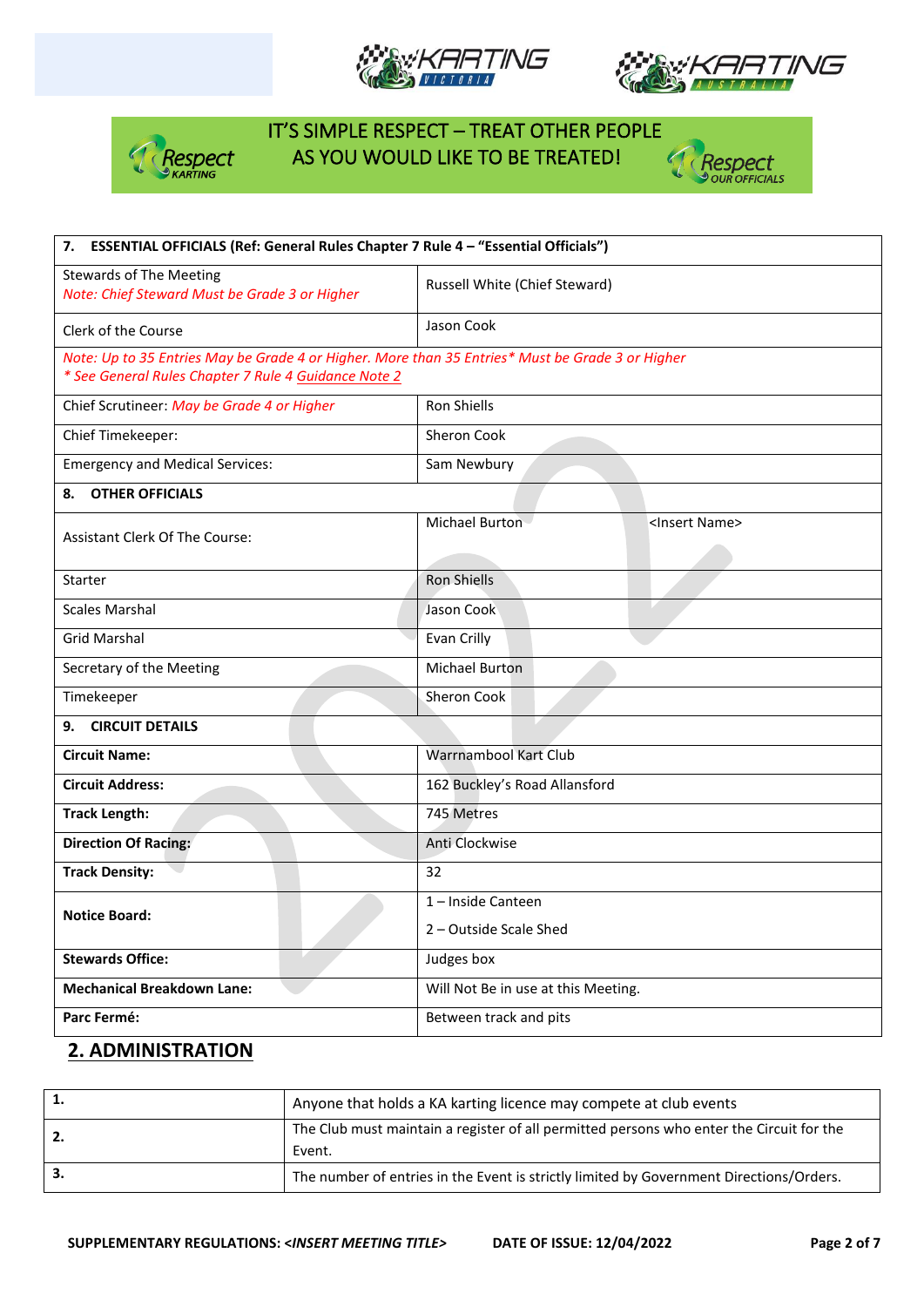IT'S SIMPLE RESPECT – TREAT OTHER PEOPLE AS YOU WOULD LIKE TO BE TREATED!

| **7. ESSENTIAL OFFICIALS (Ref: General Rules Chapter 7 Rule 4 – "Essential Officials")** | | |
|---|---|---|
| Stewards of The Meeting *Note: Chief Steward Must be Grade 3 or Higher* | Russell White (Chief Steward) | |
| Clerk of the Course | Jason Cook | |
| *Note: Up to 35 Entries May be Grade 4 or Higher. More than 35 Entries* Must be Grade 3 or Higher* *\* See General Rules Chapter 7 Rule 4 Guidance Note 2* | | |
| Chief Scrutineer: *May be Grade 4 or Higher* | Ron Shiells | |
| Chief Timekeeper: | Sheron Cook | |
| Emergency and Medical Services: | Sam Newbury | |
| **8. OTHER OFFICIALS** | | |
| Assistant Clerk Of The Course: | Michael Burton | <Insert Name> |
| Starter | Ron Shiells | |
| Scales Marshal | Jason Cook | |
| Grid Marshal | Evan Crilly | |
| Secretary of the Meeting | Michael Burton | |
| Timekeeper | Sheron Cook | |
| **9. CIRCUIT DETAILS** | | |
| **Circuit Name:** | Warrnambool Kart Club | |
| **Circuit Address:** | 162 Buckley's Road Allansford | |
| **Track Length:** | 745 Metres | |
| **Direction Of Racing:** | Anti Clockwise | |
| **Track Density:** | 32 | |
| **Notice Board:** | 1 – Inside Canteen<br>2 – Outside Scale Shed | |
| **Stewards Office:** | Judges box | |
| **Mechanical Breakdown Lane:** | Will Not Be in use at this Meeting. | |
| **Parc Fermé:** | Between track and pits | |

## 2. ADMINISTRATION

| | |
|---|---|
| **1.** | Anyone that holds a KA karting licence may compete at club events |
| **2.** | The Club must maintain a register of all permitted persons who enter the Circuit for the Event. |
| **3.** | The number of entries in the Event is strictly limited by Government Directions/Orders. |

**SUPPLEMENTARY REGULATIONS: <*INSERT MEETING TITLE*>** **DATE OF ISSUE: 12/04/2022**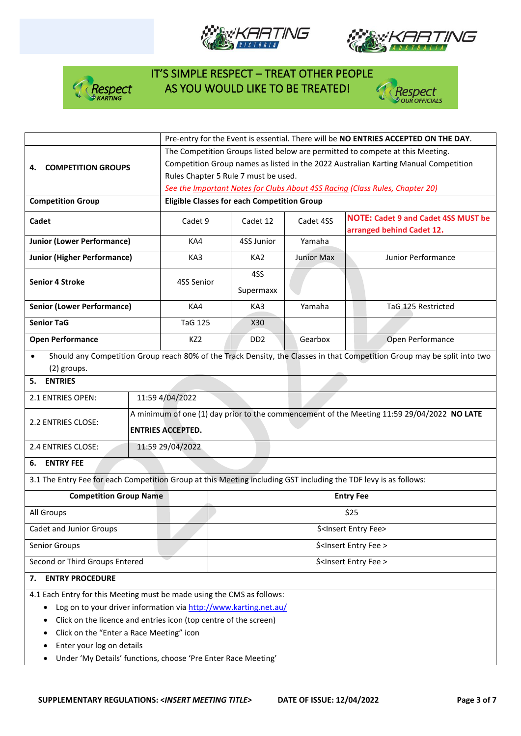IT'S SIMPLE RESPECT – TREAT OTHER PEOPLE AS YOU WOULD LIKE TO BE TREATED!

| | |
|---|---|
| | Pre-entry for the Event is essential. There will be **NO ENTRIES ACCEPTED ON THE DAY**. |
| **4. COMPETITION GROUPS** | The Competition Groups listed below are permitted to compete at this Meeting. Competition Group names as listed in the 2022 Australian Karting Manual Competition Rules Chapter 5 Rule 7 must be used. *See the Important Notes for Clubs About 4SS Racing (Class Rules, Chapter 20)* |

| Competition Group | Eligible Classes for each Competition Group | | | |
|---|---|---|---|---|
| **Cadet** | Cadet 9 | Cadet 12 | Cadet 4SS | **NOTE: Cadet 9 and Cadet 4SS MUST be arranged behind Cadet 12.** |
| **Junior (Lower Performance)** | KA4 | 4SS Junior | Yamaha | |
| **Junior (Higher Performance)** | KA3 | KA2 | Junior Max | Junior Performance |
| **Senior 4 Stroke** | 4SS Senior | 4SS Supermaxx | | |
| **Senior (Lower Performance)** | KA4 | KA3 | Yamaha | TaG 125 Restricted |
| **Senior TaG** | TaG 125 | X30 | | |
| **Open Performance** | KZ2 | DD2 | Gearbox | Open Performance |

- Should any Competition Group reach 80% of the Track Density, the Classes in that Competition Group may be split into two (2) groups.

**5. ENTRIES**

| | |
|---|---|
| 2.1 ENTRIES OPEN: | 11:59 4/04/2022 |
| 2.2 ENTRIES CLOSE: | A minimum of one (1) day prior to the commencement of the Meeting 11:59 29/04/2022 **NO LATE ENTRIES ACCEPTED.** |
| 2.4 ENTRIES CLOSE: | 11:59 29/04/2022 |

**6. ENTRY FEE**

3.1 The Entry Fee for each Competition Group at this Meeting including GST including the TDF levy is as follows:

| Competition Group Name | Entry Fee |
|---|---|
| All Groups | $25 |
| Cadet and Junior Groups | $<Insert Entry Fee> |
| Senior Groups | $<Insert Entry Fee > |
| Second or Third Groups Entered | $<Insert Entry Fee > |

**7. ENTRY PROCEDURE**

4.1 Each Entry for this Meeting must be made using the CMS as follows:

- Log on to your driver information via http://www.karting.net.au/
- Click on the licence and entries icon (top centre of the screen)
- Click on the "Enter a Race Meeting" icon
- Enter your log on details
- Under 'My Details' functions, choose 'Pre Enter Race Meeting'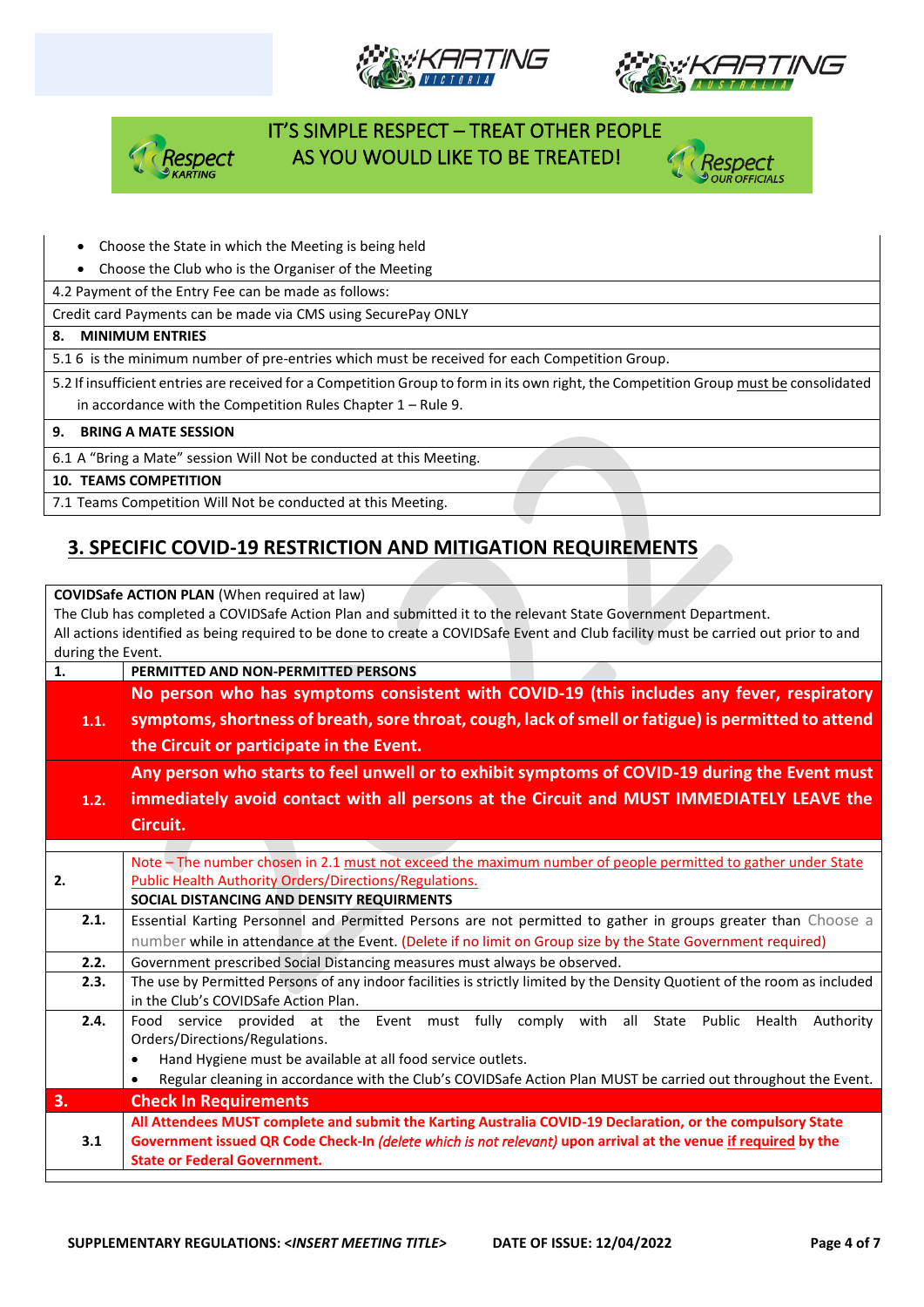- Choose the State in which the Meeting is being held
- Choose the Club who is the Organiser of the Meeting

| |
|---|
| 4.2 Payment of the Entry Fee can be made as follows: |
| Credit card Payments can be made via CMS using SecurePay ONLY |
| **8. MINIMUM ENTRIES** |
| 5.1 6 is the minimum number of pre-entries which must be received for each Competition Group. |
| 5.2 If insufficient entries are received for a Competition Group to form in its own right, the Competition Group must be consolidated in accordance with the Competition Rules Chapter 1 – Rule 9. |
| **9. BRING A MATE SESSION** |
| 6.1 A "Bring a Mate" session Will Not be conducted at this Meeting. |
| **10. TEAMS COMPETITION** |
| 7.1 Teams Competition Will Not be conducted at this Meeting. |

## 3. SPECIFIC COVID-19 RESTRICTION AND MITIGATION REQUIREMENTS

**COVIDSafe ACTION PLAN** (When required at law)
The Club has completed a COVIDSafe Action Plan and submitted it to the relevant State Government Department.
All actions identified as being required to be done to create a COVIDSafe Event and Club facility must be carried out prior to and during the Event.

| | |
|---|---|
| **1.** | **PERMITTED AND NON-PERMITTED PERSONS** |
| **1.1.** | **No person who has symptoms consistent with COVID-19 (this includes any fever, respiratory symptoms, shortness of breath, sore throat, cough, lack of smell or fatigue) is permitted to attend the Circuit or participate in the Event.** |
| **1.2.** | **Any person who starts to feel unwell or to exhibit symptoms of COVID-19 during the Event must immediately avoid contact with all persons at the Circuit and MUST IMMEDIATELY LEAVE the Circuit.** |
| | |
| **2.** | Note – The number chosen in 2.1 must not exceed the maximum number of people permitted to gather under State Public Health Authority Orders/Directions/Regulations. **SOCIAL DISTANCING AND DENSITY REQUIRMENTS** |
| **2.1.** | Essential Karting Personnel and Permitted Persons are not permitted to gather in groups greater than Choose a number while in attendance at the Event. (Delete if no limit on Group size by the State Government required) |
| **2.2.** | Government prescribed Social Distancing measures must always be observed. |
| **2.3.** | The use by Permitted Persons of any indoor facilities is strictly limited by the Density Quotient of the room as included in the Club's COVIDSafe Action Plan. |
| **2.4.** | Food service provided at the Event must fully comply with all State Public Health Authority Orders/Directions/Regulations. • Hand Hygiene must be available at all food service outlets. • Regular cleaning in accordance with the Club's COVIDSafe Action Plan MUST be carried out throughout the Event. |
| **3.** | **Check In Requirements** |
| **3.1** | **All Attendees MUST complete and submit the Karting Australia COVID-19 Declaration, or the compulsory State Government issued QR Code Check-In *(delete which is not relevant)* upon arrival at the venue if required by the State or Federal Government.** |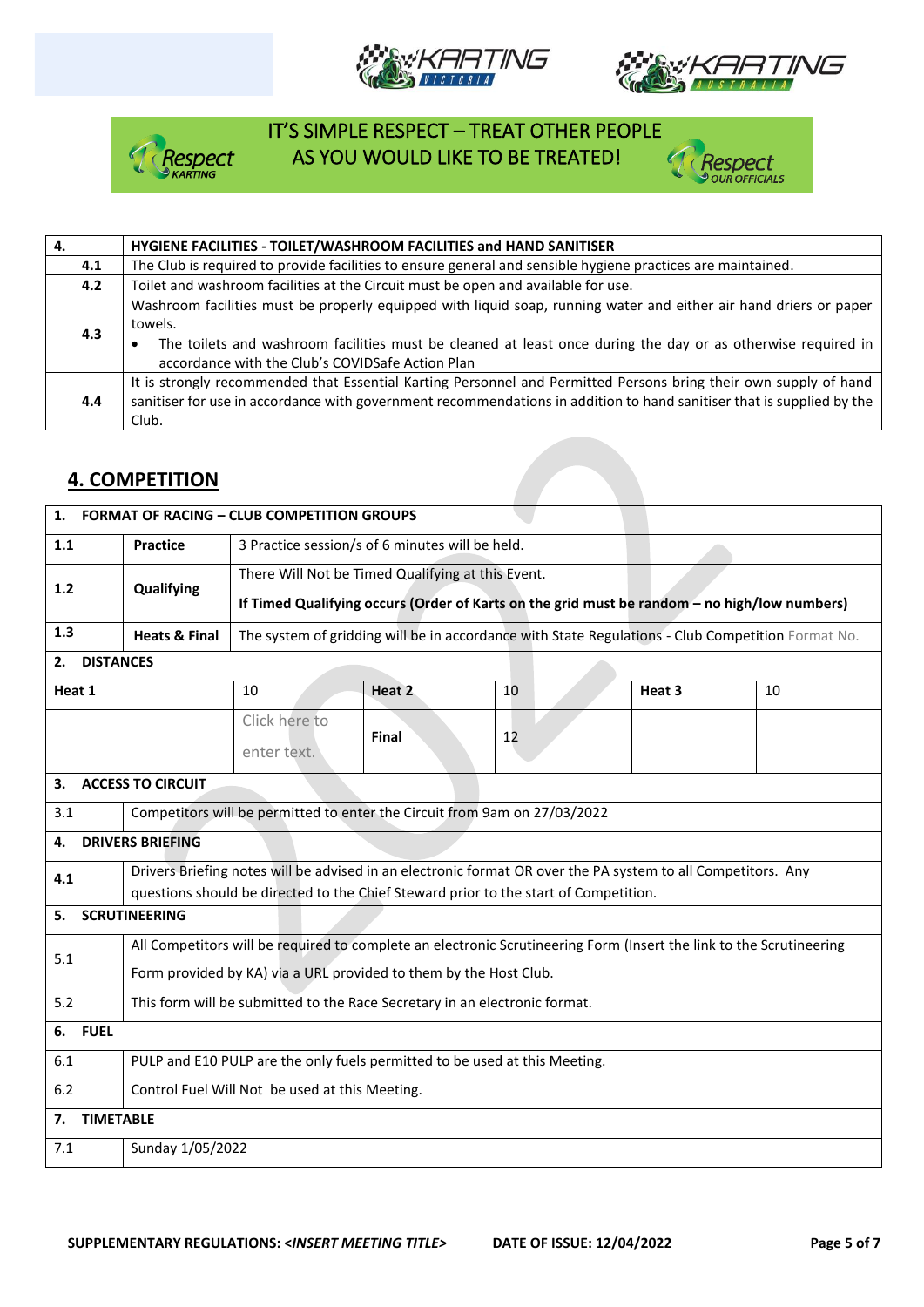IT'S SIMPLE RESPECT – TREAT OTHER PEOPLE AS YOU WOULD LIKE TO BE TREATED!

| 4. | HYGIENE FACILITIES - TOILET/WASHROOM FACILITIES and HAND SANITISER |
|---|---|
| 4.1 | The Club is required to provide facilities to ensure general and sensible hygiene practices are maintained. |
| 4.2 | Toilet and washroom facilities at the Circuit must be open and available for use. |
| 4.3 | Washroom facilities must be properly equipped with liquid soap, running water and either air hand driers or paper towels.<br>• The toilets and washroom facilities must be cleaned at least once during the day or as otherwise required in accordance with the Club's COVIDSafe Action Plan |
| 4.4 | It is strongly recommended that Essential Karting Personnel and Permitted Persons bring their own supply of hand sanitiser for use in accordance with government recommendations in addition to hand sanitiser that is supplied by the Club. |

## 4. COMPETITION

| 1. | FORMAT OF RACING – CLUB COMPETITION GROUPS | | | | |
|---|---|---|---|---|---|
| 1.1 | Practice | 3 Practice session/s of 6 minutes will be held. | | | |
| 1.2 | Qualifying | There Will Not be Timed Qualifying at this Event. | | | |
| | | **If Timed Qualifying occurs (Order of Karts on the grid must be random – no high/low numbers)** | | | |
| 1.3 | Heats & Final | The system of gridding will be in accordance with State Regulations - Club Competition Format No. | | | |

| 2. DISTANCES | | | | | |
|---|---|---|---|---|---|
| **Heat 1** | 10 | **Heat 2** | 10 | **Heat 3** | 10 |
| | Click here to enter text. | **Final** | 12 | | |

| 3. | ACCESS TO CIRCUIT |
|---|---|
| 3.1 | Competitors will be permitted to enter the Circuit from 9am on 27/03/2022 |
| **4.** | **DRIVERS BRIEFING** |
| 4.1 | Drivers Briefing notes will be advised in an electronic format OR over the PA system to all Competitors. Any questions should be directed to the Chief Steward prior to the start of Competition. |
| **5.** | **SCRUTINEERING** |
| 5.1 | All Competitors will be required to complete an electronic Scrutineering Form (Insert the link to the Scrutineering Form provided by KA) via a URL provided to them by the Host Club. |
| 5.2 | This form will be submitted to the Race Secretary in an electronic format. |
| **6.** | **FUEL** |
| 6.1 | PULP and E10 PULP are the only fuels permitted to be used at this Meeting. |
| 6.2 | Control Fuel Will Not be used at this Meeting. |
| **7.** | **TIMETABLE** |
| 7.1 | Sunday 1/05/2022 |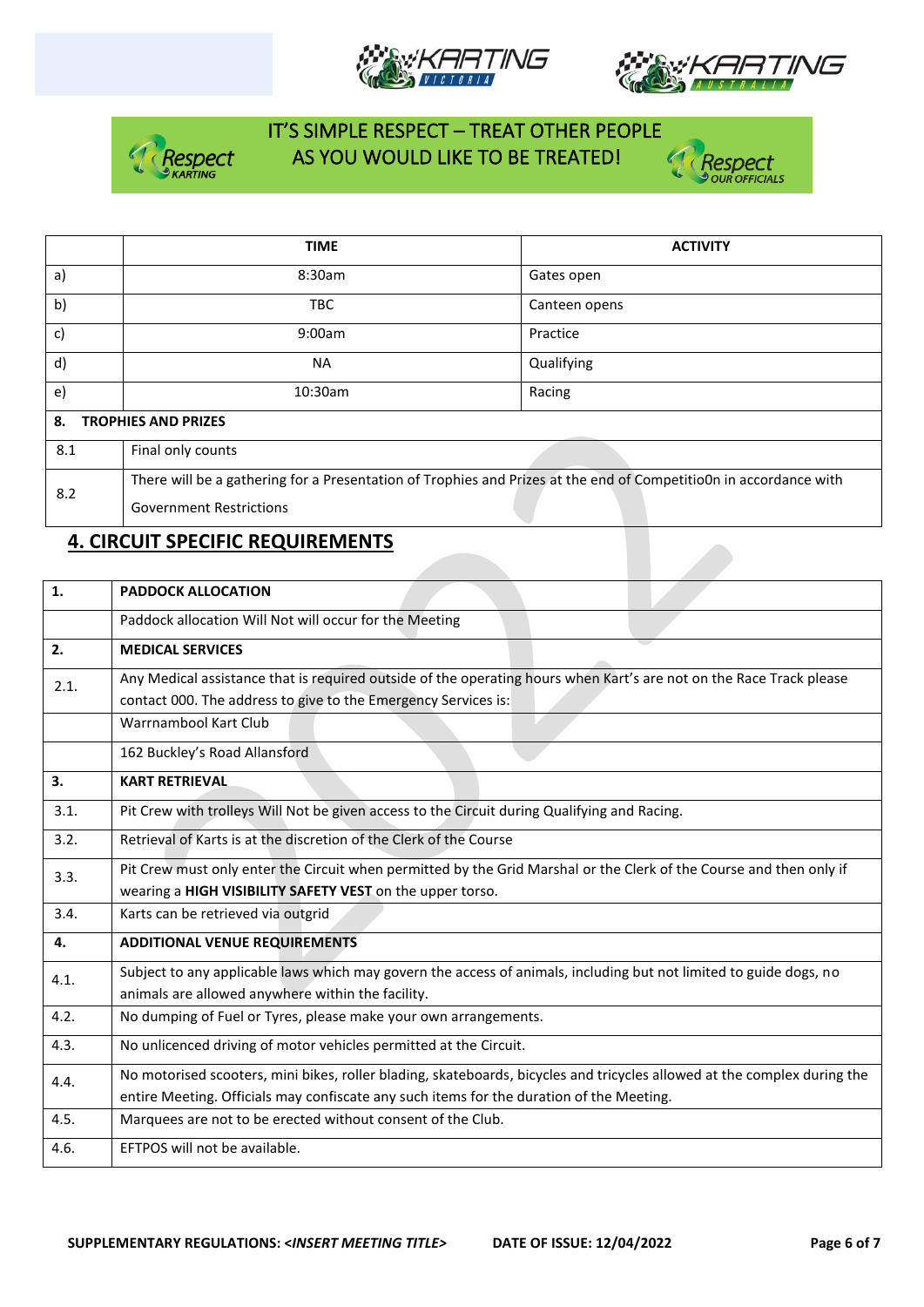IT'S SIMPLE RESPECT – TREAT OTHER PEOPLE AS YOU WOULD LIKE TO BE TREATED!

| | TIME | ACTIVITY |
|---|---|---|
| a) | 8:30am | Gates open |
| b) | TBC | Canteen opens |
| c) | 9:00am | Practice |
| d) | NA | Qualifying |
| e) | 10:30am | Racing |
| **8.** | **TROPHIES AND PRIZES** | |
| 8.1 | Final only counts | |
| 8.2 | There will be a gathering for a Presentation of Trophies and Prizes at the end of Competitio0n in accordance with Government Restrictions | |

## 4. CIRCUIT SPECIFIC REQUIREMENTS

| | |
|---|---|
| **1.** | **PADDOCK ALLOCATION** |
| | Paddock allocation Will Not will occur for the Meeting |
| **2.** | **MEDICAL SERVICES** |
| 2.1. | Any Medical assistance that is required outside of the operating hours when Kart's are not on the Race Track please contact 000. The address to give to the Emergency Services is: |
| | Warrnambool Kart Club |
| | 162 Buckley's Road Allansford |
| **3.** | **KART RETRIEVAL** |
| 3.1. | Pit Crew with trolleys Will Not be given access to the Circuit during Qualifying and Racing. |
| 3.2. | Retrieval of Karts is at the discretion of the Clerk of the Course |
| 3.3. | Pit Crew must only enter the Circuit when permitted by the Grid Marshal or the Clerk of the Course and then only if wearing a **HIGH VISIBILITY SAFETY VEST** on the upper torso. |
| 3.4. | Karts can be retrieved via outgrid |
| **4.** | **ADDITIONAL VENUE REQUIREMENTS** |
| 4.1. | Subject to any applicable laws which may govern the access of animals, including but not limited to guide dogs, no animals are allowed anywhere within the facility. |
| 4.2. | No dumping of Fuel or Tyres, please make your own arrangements. |
| 4.3. | No unlicenced driving of motor vehicles permitted at the Circuit. |
| 4.4. | No motorised scooters, mini bikes, roller blading, skateboards, bicycles and tricycles allowed at the complex during the entire Meeting. Officials may confiscate any such items for the duration of the Meeting. |
| 4.5. | Marquees are not to be erected without consent of the Club. |
| 4.6. | EFTPOS will not be available. |